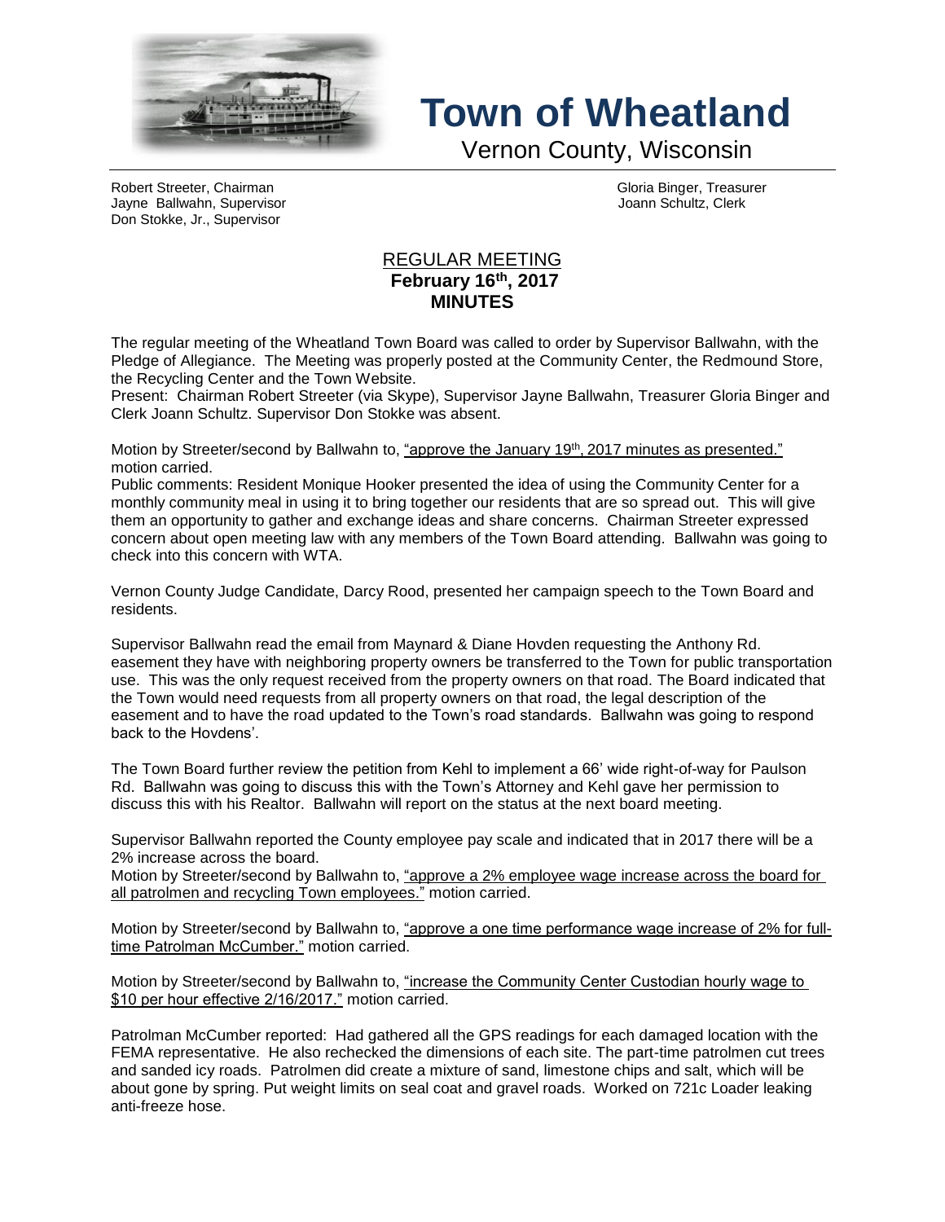# Town of Wheatland

Vernon County, Wisconsin

Robert Streeter, Chairman
Jayne Ballwahn, Supervisor
Don Stokke, Jr., Supervisor

Gloria Binger, Treasurer
Joann Schultz, Clerk

## REGULAR MEETING
**February 16th, 2017**
**MINUTES**

The regular meeting of the Wheatland Town Board was called to order by Supervisor Ballwahn, with the Pledge of Allegiance. The Meeting was properly posted at the Community Center, the Redmound Store, the Recycling Center and the Town Website.

Present: Chairman Robert Streeter (via Skype), Supervisor Jayne Ballwahn, Treasurer Gloria Binger and Clerk Joann Schultz. Supervisor Don Stokke was absent.

Motion by Streeter/second by Ballwahn to, "approve the January 19th, 2017 minutes as presented." motion carried.

Public comments: Resident Monique Hooker presented the idea of using the Community Center for a monthly community meal in using it to bring together our residents that are so spread out. This will give them an opportunity to gather and exchange ideas and share concerns. Chairman Streeter expressed concern about open meeting law with any members of the Town Board attending. Ballwahn was going to check into this concern with WTA.

Vernon County Judge Candidate, Darcy Rood, presented her campaign speech to the Town Board and residents.

Supervisor Ballwahn read the email from Maynard & Diane Hovden requesting the Anthony Rd. easement they have with neighboring property owners be transferred to the Town for public transportation use. This was the only request received from the property owners on that road. The Board indicated that the Town would need requests from all property owners on that road, the legal description of the easement and to have the road updated to the Town's road standards. Ballwahn was going to respond back to the Hovdens'.

The Town Board further review the petition from Kehl to implement a 66' wide right-of-way for Paulson Rd. Ballwahn was going to discuss this with the Town's Attorney and Kehl gave her permission to discuss this with his Realtor. Ballwahn will report on the status at the next board meeting.

Supervisor Ballwahn reported the County employee pay scale and indicated that in 2017 there will be a 2% increase across the board.

Motion by Streeter/second by Ballwahn to, "approve a 2% employee wage increase across the board for all patrolmen and recycling Town employees." motion carried.

Motion by Streeter/second by Ballwahn to, "approve a one time performance wage increase of 2% for full-time Patrolman McCumber." motion carried.

Motion by Streeter/second by Ballwahn to, "increase the Community Center Custodian hourly wage to $10 per hour effective 2/16/2017." motion carried.

Patrolman McCumber reported: Had gathered all the GPS readings for each damaged location with the FEMA representative. He also rechecked the dimensions of each site. The part-time patrolmen cut trees and sanded icy roads. Patrolmen did create a mixture of sand, limestone chips and salt, which will be about gone by spring. Put weight limits on seal coat and gravel roads. Worked on 721c Loader leaking anti-freeze hose.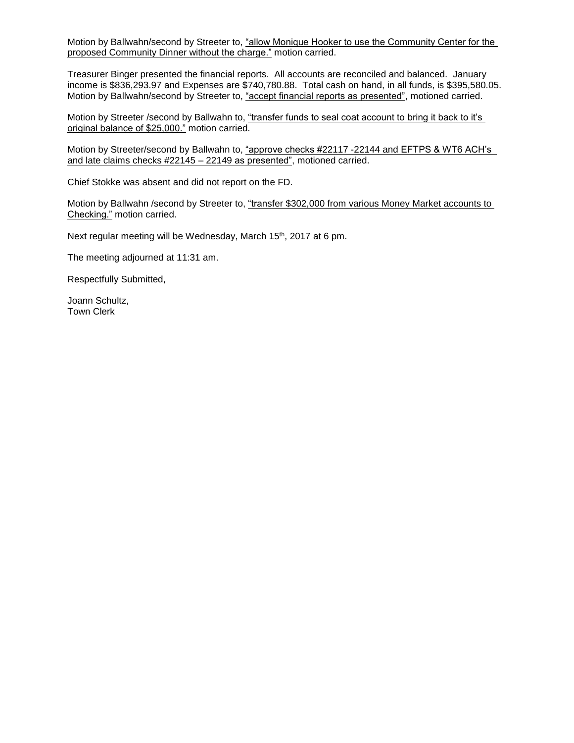Motion by Ballwahn/second by Streeter to, "allow Monique Hooker to use the Community Center for the proposed Community Dinner without the charge." motion carried.

Treasurer Binger presented the financial reports. All accounts are reconciled and balanced. January income is $836,293.97 and Expenses are $740,780.88. Total cash on hand, in all funds, is $395,580.05. Motion by Ballwahn/second by Streeter to, "accept financial reports as presented", motioned carried.

Motion by Streeter /second by Ballwahn to, "transfer funds to seal coat account to bring it back to it's original balance of $25,000." motion carried.

Motion by Streeter/second by Ballwahn to, "approve checks #22117 -22144 and EFTPS & WT6 ACH's and late claims checks #22145 – 22149 as presented", motioned carried.

Chief Stokke was absent and did not report on the FD.

Motion by Ballwahn /second by Streeter to, "transfer $302,000 from various Money Market accounts to Checking." motion carried.

Next regular meeting will be Wednesday, March 15th, 2017 at 6 pm.

The meeting adjourned at 11:31 am.

Respectfully Submitted,

Joann Schultz,
Town Clerk